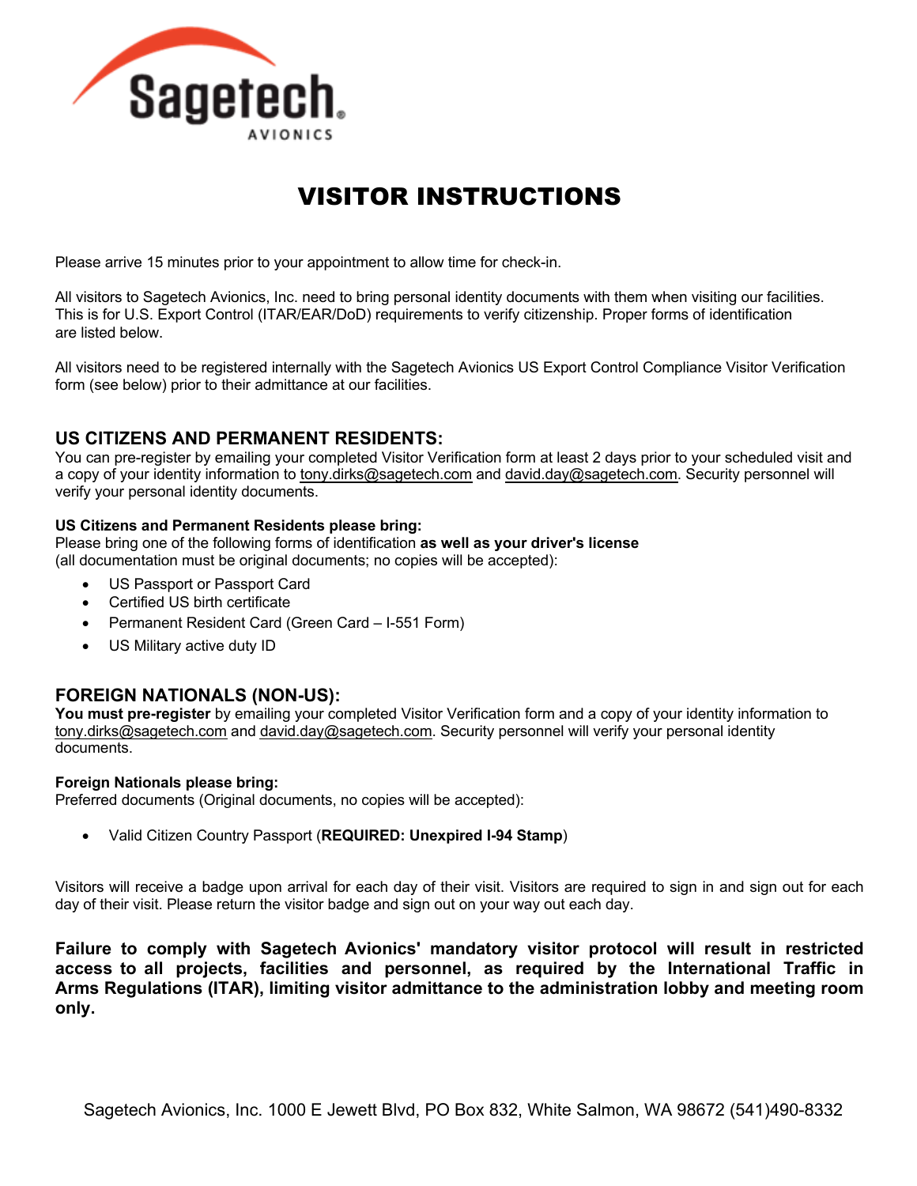Sagetech AVIONICS

# VISITOR INSTRUCTIONS

Please arrive 15 minutes prior to your appointment to allow time for check-in.

All visitors to Sagetech Avionics, Inc. need to bring personal identity documents with them when visiting our facilities. This is for U.S. Export Control (ITAR/EAR/DoD) requirements to verify citizenship. Proper forms of identification are listed below.

All visitors need to be registered internally with the Sagetech Avionics US Export Control Compliance Visitor Verification form (see below) prior to their admittance at our facilities.

## US CITIZENS AND PERMANENT RESIDENTS:

You can pre-register by emailing your completed Visitor Verification form at least 2 days prior to your scheduled visit and a copy of your identity information to tony.dirks@sagetech.com and david.day@sagetech.com. Security personnel will verify your personal identity documents.

**US Citizens and Permanent Residents please bring:**
Please bring one of the following forms of identification **as well as your driver's license** (all documentation must be original documents; no copies will be accepted):

- US Passport or Passport Card
- Certified US birth certificate
- Permanent Resident Card (Green Card – I-551 Form)
- US Military active duty ID

## FOREIGN NATIONALS (NON-US):

**You must pre-register** by emailing your completed Visitor Verification form and a copy of your identity information to tony.dirks@sagetech.com and david.day@sagetech.com. Security personnel will verify your personal identity documents.

**Foreign Nationals please bring:**
Preferred documents (Original documents, no copies will be accepted):

- Valid Citizen Country Passport (**REQUIRED: Unexpired I-94 Stamp**)

Visitors will receive a badge upon arrival for each day of their visit. Visitors are required to sign in and sign out for each day of their visit. Please return the visitor badge and sign out on your way out each day.

**Failure to comply with Sagetech Avionics' mandatory visitor protocol will result in restricted access to all projects, facilities and personnel, as required by the International Traffic in Arms Regulations (ITAR), limiting visitor admittance to the administration lobby and meeting room only.**

Sagetech Avionics, Inc. 1000 E Jewett Blvd, PO Box 832, White Salmon, WA 98672 (541)490-8332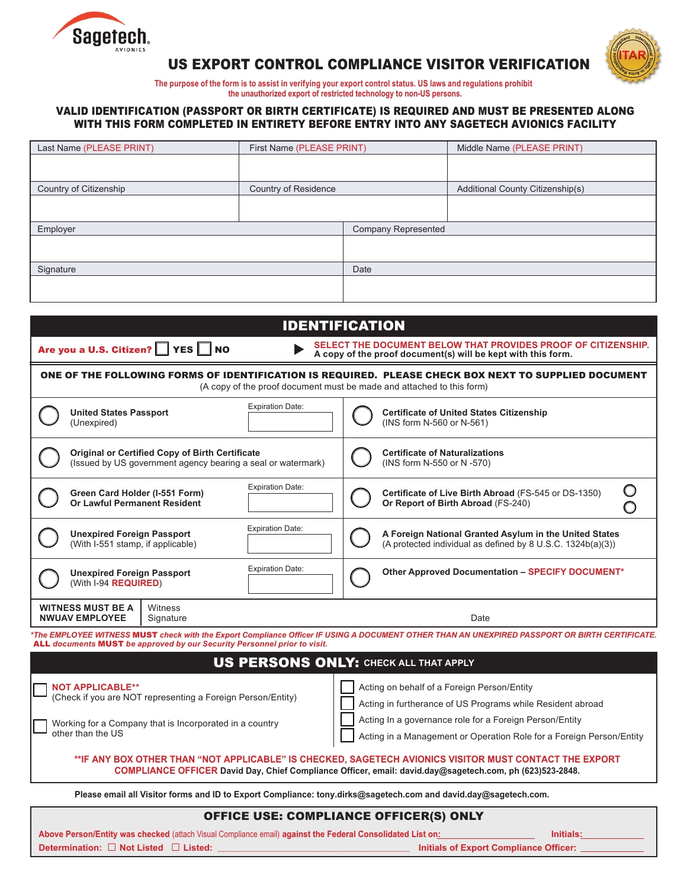Sagetech AVIONICS

# US EXPORT CONTROL COMPLIANCE VISITOR VERIFICATION

ITAR Compliant International Traffic in Arms Regulations

The purpose of the form is to assist in verifying your export control status. US laws and regulations prohibit the unauthorized export of restricted technology to non-US persons.

**VALID IDENTIFICATION (PASSPORT OR BIRTH CERTIFICATE) IS REQUIRED AND MUST BE PRESENTED ALONG WITH THIS FORM COMPLETED IN ENTIRETY BEFORE ENTRY INTO ANY SAGETECH AVIONICS FACILITY**

| Last Name (PLEASE PRINT) | First Name (PLEASE PRINT) | Middle Name (PLEASE PRINT) |
|---|---|---|
| | | |
| **Country of Citizenship** | **Country of Residence** | **Additional County Citizenship(s)** |
| | | |

| Employer | Company Represented |
|---|---|
| | |
| **Signature** | **Date** |
| | |

## IDENTIFICATION

**Are you a U.S. Citizen?** ☐ **YES** ☐ **NO** ▶ **SELECT THE DOCUMENT BELOW THAT PROVIDES PROOF OF CITIZENSHIP.** A copy of the proof document(s) will be kept with this form.

**ONE OF THE FOLLOWING FORMS OF IDENTIFICATION IS REQUIRED. PLEASE CHECK BOX NEXT TO SUPPLIED DOCUMENT**
(A copy of the proof document must be made and attached to this form)

| | |
|---|---|
| ◯ **United States Passport** (Unexpired) — Expiration Date: ______ | ◯ **Certificate of United States Citizenship** (INS form N-560 or N-561) |
| ◯ **Original or Certified Copy of Birth Certificate** (Issued by US government agency bearing a seal or watermark) | ◯ **Certificate of Naturalizations** (INS form N-550 or N -570) |
| ◯ **Green Card Holder (I-551 Form) Or Lawful Permanent Resident** — Expiration Date: ______ | ◯ **Certificate of Live Birth Abroad** (FS-545 or DS-1350) ◯ **Or Report of Birth Abroad** (FS-240) ◯ |
| ◯ **Unexpired Foreign Passport** (With I-551 stamp, if applicable) — Expiration Date: ______ | ◯ **A Foreign National Granted Asylum in the United States** (A protected individual as defined by 8 U.S.C. 1324b(a)(3)) |
| ◯ **Unexpired Foreign Passport** (With I-94 **REQUIRED**) — Expiration Date: ______ | ◯ **Other Approved Documentation – SPECIFY DOCUMENT*** |

| WITNESS MUST BE A NWUAV EMPLOYEE | Witness Signature | Date |
|---|---|---|

**The EMPLOYEE WITNESS MUST check with the Export Compliance Officer IF USING A DOCUMENT OTHER THAN AN UNEXPIRED PASSPORT OR BIRTH CERTIFICATE. ALL documents MUST be approved by our Security Personnel prior to visit.*

## US PERSONS ONLY: CHECK ALL THAT APPLY

- ☐ **NOT APPLICABLE**** (Check if you are NOT representing a Foreign Person/Entity)
- ☐ Working for a Company that is Incorporated in a country other than the US
- ☐ Acting on behalf of a Foreign Person/Entity
- ☐ Acting in furtherance of US Programs while Resident abroad
- ☐ Acting In a governance role for a Foreign Person/Entity
- ☐ Acting in a Management or Operation Role for a Foreign Person/Entity

****IF ANY BOX OTHER THAN "NOT APPLICABLE" IS CHECKED, SAGETECH AVIONICS VISITOR MUST CONTACT THE EXPORT COMPLIANCE OFFICER** David Day, Chief Compliance Officer, email: david.day@sagetech.com, ph (623)523-2848.

**Please email all Visitor forms and ID to Export Compliance: tony.dirks@sagetech.com and david.day@sagetech.com.**

## OFFICE USE: COMPLIANCE OFFICER(S) ONLY

**Above Person/Entity was checked** (attach Visual Compliance email) **against the Federal Consolidated List on:** ______________ **Initials:** __________

**Determination:** ☐ **Not Listed** ☐ **Listed:** ______________________________ **Initials of Export Compliance Officer:** __________